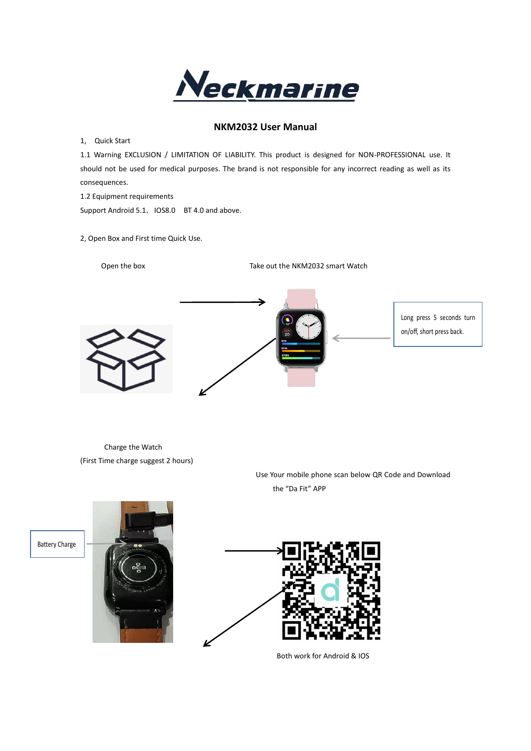Neckmarine

# NKM2032 User Manual

1, Quick Start

1.1 Warning EXCLUSION / LIMITATION OF LIABILITY. This product is designed for NON-PROFESSIONAL use. It should not be used for medical purposes. The brand is not responsible for any incorrect reading as well as its consequences.

1.2 Equipment requirements

Support Android 5.1, IOS8.0 BT 4.0 and above.

2, Open Box and First time Quick Use.

Open the box

Take out the NKM2032 smart Watch

Long press 5 seconds turn on/off, short press back.

Charge the Watch

(First Time charge suggest 2 hours)

Use Your mobile phone scan below QR Code and Download the "Da Fit" APP

Battery Charge

Both work for Android & IOS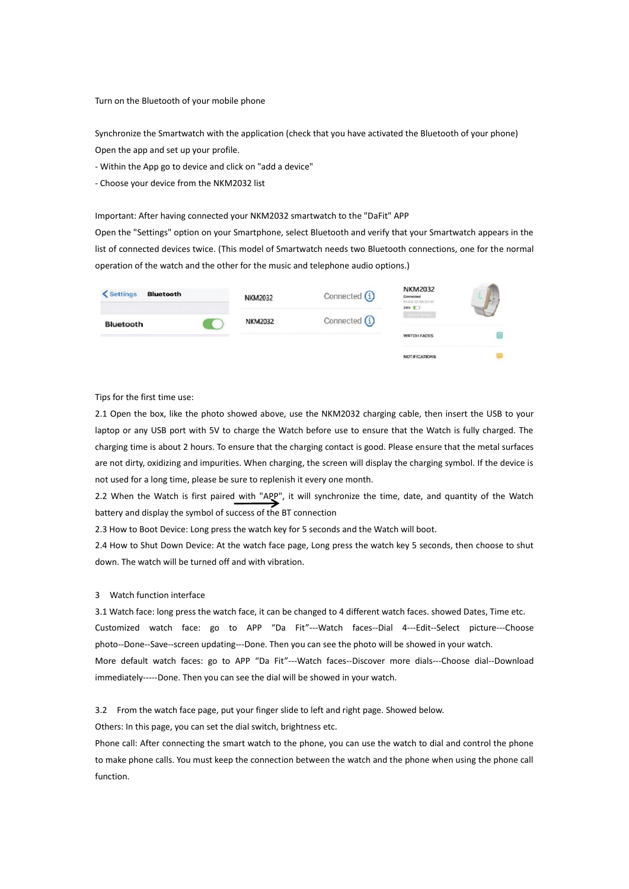Turn on the Bluetooth of your mobile phone

Synchronize the Smartwatch with the application (check that you have activated the Bluetooth of your phone)

Open the app and set up your profile.

- Within the App go to device and click on "add a device"
- Choose your device from the NKM2032 list

Important: After having connected your NKM2032 smartwatch to the "DaFit" APP

Open the "Settings" option on your Smartphone, select Bluetooth and verify that your Smartwatch appears in the list of connected devices twice. (This model of Smartwatch needs two Bluetooth connections, one for the normal operation of the watch and the other for the music and telephone audio options.)

Tips for the first time use:

2.1 Open the box, like the photo showed above, use the NKM2032 charging cable, then insert the USB to your laptop or any USB port with 5V to charge the Watch before use to ensure that the Watch is fully charged. The charging time is about 2 hours. To ensure that the charging contact is good. Please ensure that the metal surfaces are not dirty, oxidizing and impurities. When charging, the screen will display the charging symbol. If the device is not used for a long time, please be sure to replenish it every one month.

2.2 When the Watch is first paired with "APP", it will synchronize the time, date, and quantity of the Watch battery and display the symbol of success of the BT connection

2.3 How to Boot Device: Long press the watch key for 5 seconds and the Watch will boot.

2.4 How to Shut Down Device: At the watch face page, Long press the watch key 5 seconds, then choose to shut down. The watch will be turned off and with vibration.

3 Watch function interface

3.1 Watch face: long press the watch face, it can be changed to 4 different watch faces. showed Dates, Time etc.

Customized watch face: go to APP "Da Fit"---Watch faces--Dial 4---Edit--Select picture---Choose photo--Done--Save--screen updating---Done. Then you can see the photo will be showed in your watch.

More default watch faces: go to APP "Da Fit"---Watch faces--Discover more dials---Choose dial--Download immediately-----Done. Then you can see the dial will be showed in your watch.

3.2 From the watch face page, put your finger slide to left and right page. Showed below.

Others: In this page, you can set the dial switch, brightness etc.

Phone call: After connecting the smart watch to the phone, you can use the watch to dial and control the phone to make phone calls. You must keep the connection between the watch and the phone when using the phone call function.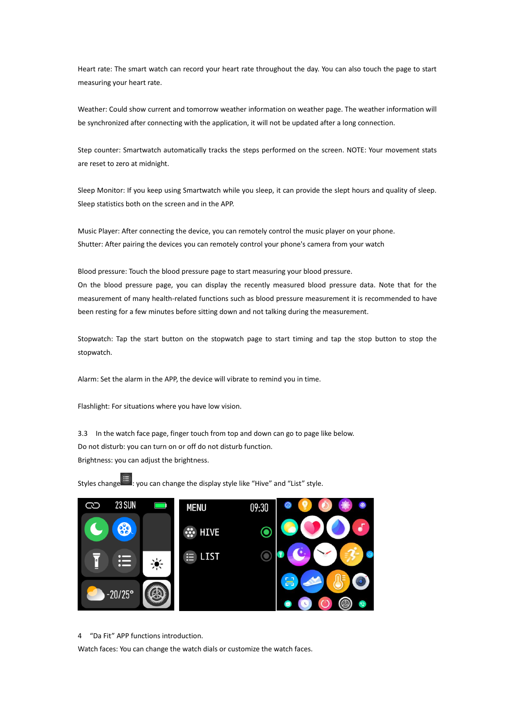Heart rate: The smart watch can record your heart rate throughout the day. You can also touch the page to start measuring your heart rate.

Weather: Could show current and tomorrow weather information on weather page. The weather information will be synchronized after connecting with the application, it will not be updated after a long connection.

Step counter: Smartwatch automatically tracks the steps performed on the screen. NOTE: Your movement stats are reset to zero at midnight.

Sleep Monitor: If you keep using Smartwatch while you sleep, it can provide the slept hours and quality of sleep. Sleep statistics both on the screen and in the APP.

Music Player: After connecting the device, you can remotely control the music player on your phone.
Shutter: After pairing the devices you can remotely control your phone's camera from your watch

Blood pressure: Touch the blood pressure page to start measuring your blood pressure.
On the blood pressure page, you can display the recently measured blood pressure data. Note that for the measurement of many health-related functions such as blood pressure measurement it is recommended to have been resting for a few minutes before sitting down and not talking during the measurement.

Stopwatch: Tap the start button on the stopwatch page to start timing and tap the stop button to stop the stopwatch.

Alarm: Set the alarm in the APP, the device will vibrate to remind you in time.

Flashlight: For situations where you have low vision.

3.3 In the watch face page, finger touch from top and down can go to page like below.
Do not disturb: you can turn on or off do not disturb function.
Brightness: you can adjust the brightness.

Styles change: you can change the display style like “Hive” and “List” style.

4 “Da Fit” APP functions introduction.
Watch faces: You can change the watch dials or customize the watch faces.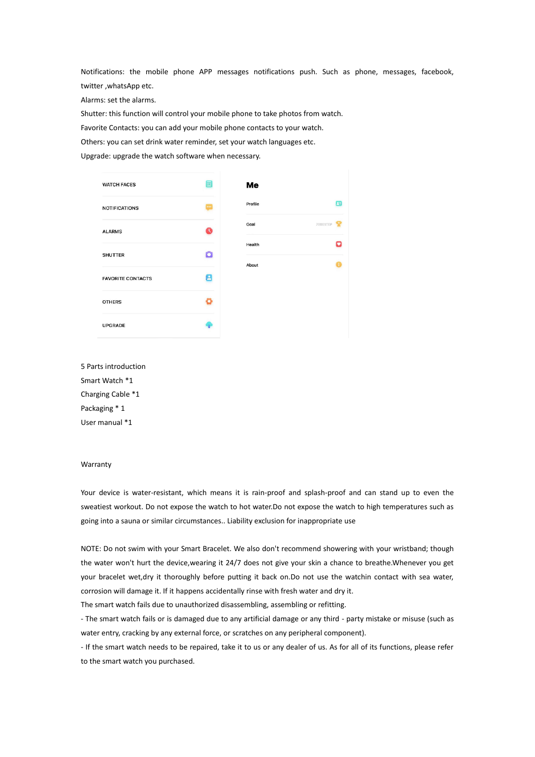Notifications: the mobile phone APP messages notifications push. Such as phone, messages, facebook, twitter ,whatsApp etc.

Alarms: set the alarms.

Shutter: this function will control your mobile phone to take photos from watch.

Favorite Contacts: you can add your mobile phone contacts to your watch.

Others: you can set drink water reminder, set your watch languages etc.

Upgrade: upgrade the watch software when necessary.

WATCH FACES

NOTIFICATIONS

ALARMS

SHUTTER

FAVORITE CONTACTS

OTHERS

UPGRADE

**Me**

Profile

Goal 7000STEP

Health

About

5 Parts introduction

Smart Watch *1

Charging Cable *1

Packaging * 1

User manual *1

Warranty

Your device is water-resistant, which means it is rain-proof and splash-proof and can stand up to even the sweatiest workout. Do not expose the watch to hot water.Do not expose the watch to high temperatures such as going into a sauna or similar circumstances.. Liability exclusion for inappropriate use

NOTE: Do not swim with your Smart Bracelet. We also don't recommend showering with your wristband; though the water won't hurt the device,wearing it 24/7 does not give your skin a chance to breathe.Whenever you get your bracelet wet,dry it thoroughly before putting it back on.Do not use the watchin contact with sea water, corrosion will damage it. If it happens accidentally rinse with fresh water and dry it.

The smart watch fails due to unauthorized disassembling, assembling or refitting.

- The smart watch fails or is damaged due to any artificial damage or any third - party mistake or misuse (such as water entry, cracking by any external force, or scratches on any peripheral component).

- If the smart watch needs to be repaired, take it to us or any dealer of us. As for all of its functions, please refer to the smart watch you purchased.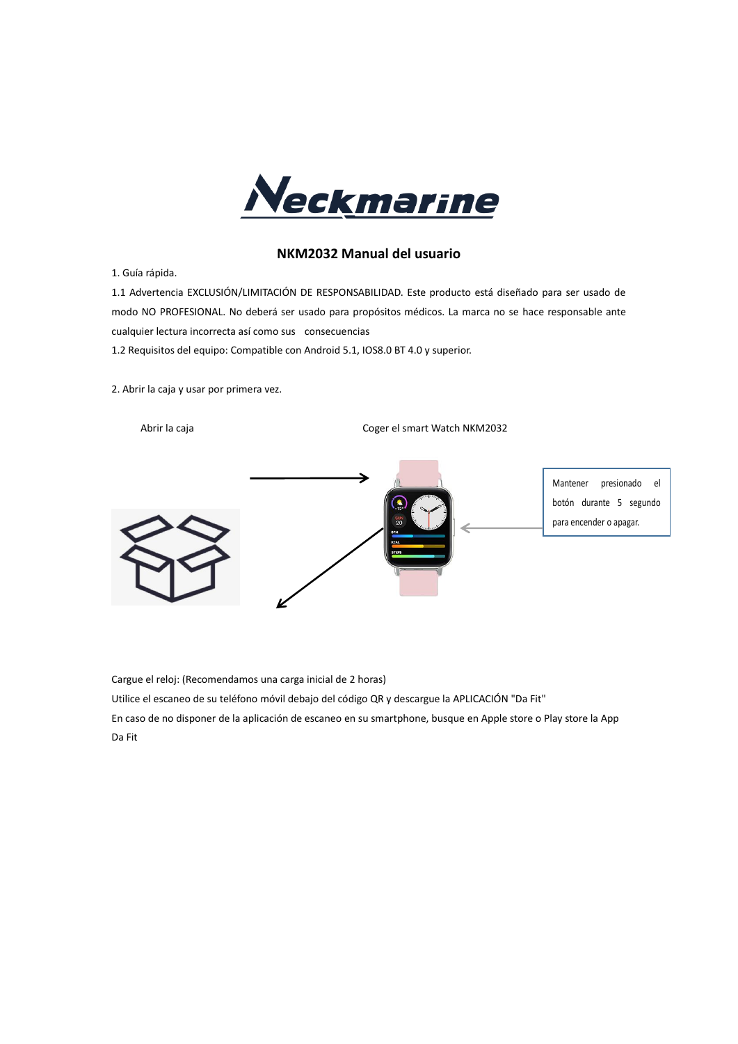# NKM2032 Manual del usuario

1. Guía rápida.

1.1 Advertencia EXCLUSIÓN/LIMITACIÓN DE RESPONSABILIDAD. Este producto está diseñado para ser usado de modo NO PROFESIONAL. No deberá ser usado para propósitos médicos. La marca no se hace responsable ante cualquier lectura incorrecta así como sus consecuencias

1.2 Requisitos del equipo: Compatible con Android 5.1, IOS8.0 BT 4.0 y superior.

2. Abrir la caja y usar por primera vez.

Abrir la caja

Coger el smart Watch NKM2032

Mantener presionado el botón durante 5 segundo para encender o apagar.

Cargue el reloj: (Recomendamos una carga inicial de 2 horas)

Utilice el escaneo de su teléfono móvil debajo del código QR y descargue la APLICACIÓN "Da Fit"

En caso de no disponer de la aplicación de escaneo en su smartphone, busque en Apple store o Play store la App Da Fit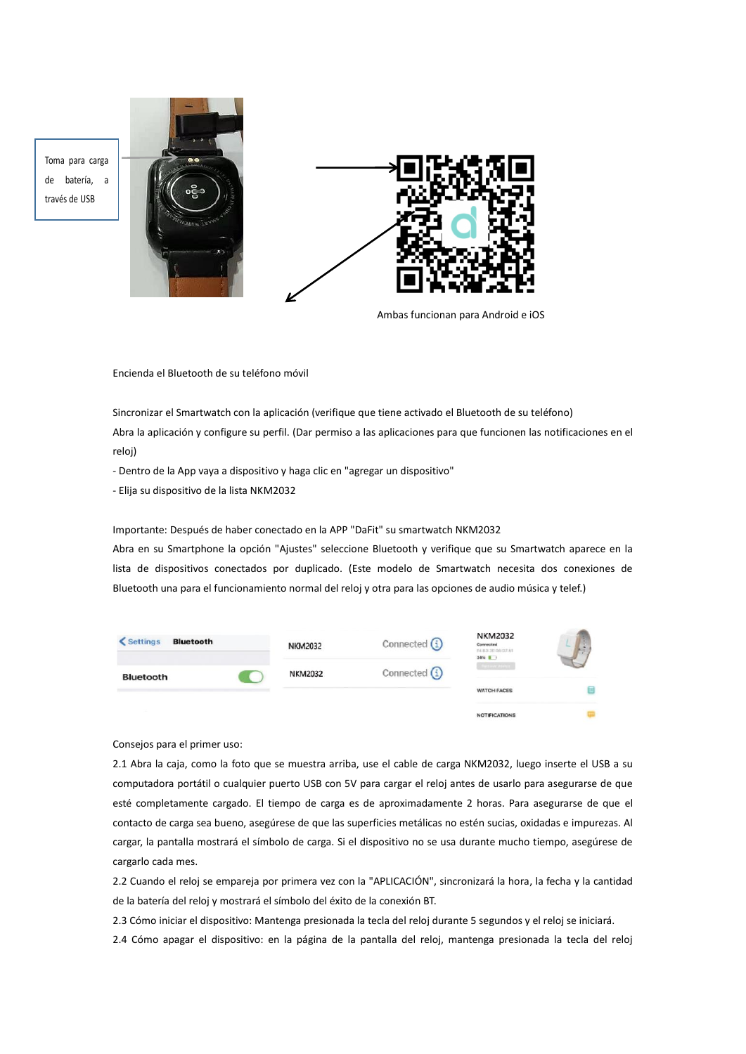Toma para carga de batería, a través de USB

Ambas funcionan para Android e iOS

Encienda el Bluetooth de su teléfono móvil

Sincronizar el Smartwatch con la aplicación (verifique que tiene activado el Bluetooth de su teléfono)
Abra la aplicación y configure su perfil. (Dar permiso a las aplicaciones para que funcionen las notificaciones en el reloj)

- Dentro de la App vaya a dispositivo y haga clic en "agregar un dispositivo"
- Elija su dispositivo de la lista NKM2032

Importante: Después de haber conectado en la APP "DaFit" su smartwatch NKM2032
Abra en su Smartphone la opción "Ajustes" seleccione Bluetooth y verifique que su Smartwatch aparece en la lista de dispositivos conectados por duplicado. (Este modelo de Smartwatch necesita dos conexiones de Bluetooth una para el funcionamiento normal del reloj y otra para las opciones de audio música y telef.)

Consejos para el primer uso:

2.1 Abra la caja, como la foto que se muestra arriba, use el cable de carga NKM2032, luego inserte el USB a su computadora portátil o cualquier puerto USB con 5V para cargar el reloj antes de usarlo para asegurarse de que esté completamente cargado. El tiempo de carga es de aproximadamente 2 horas. Para asegurarse de que el contacto de carga sea bueno, asegúrese de que las superficies metálicas no estén sucias, oxidadas e impurezas. Al cargar, la pantalla mostrará el símbolo de carga. Si el dispositivo no se usa durante mucho tiempo, asegúrese de cargarlo cada mes.

2.2 Cuando el reloj se empareja por primera vez con la "APLICACIÓN", sincronizará la hora, la fecha y la cantidad de la batería del reloj y mostrará el símbolo del éxito de la conexión BT.

2.3 Cómo iniciar el dispositivo: Mantenga presionada la tecla del reloj durante 5 segundos y el reloj se iniciará.

2.4 Cómo apagar el dispositivo: en la página de la pantalla del reloj, mantenga presionada la tecla del reloj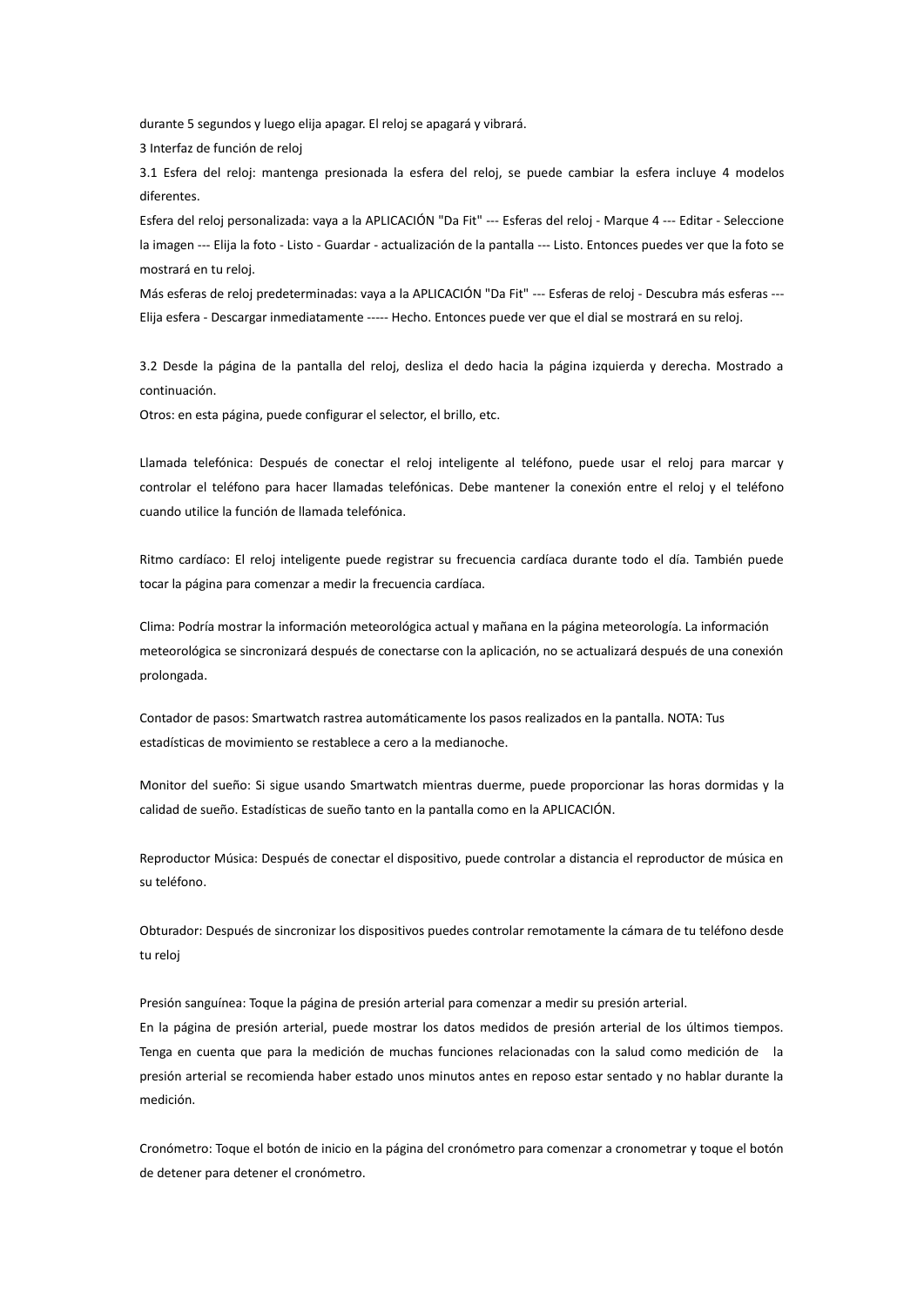durante 5 segundos y luego elija apagar. El reloj se apagará y vibrará.

3 Interfaz de función de reloj

3.1 Esfera del reloj: mantenga presionada la esfera del reloj, se puede cambiar la esfera incluye 4 modelos diferentes.

Esfera del reloj personalizada: vaya a la APLICACIÓN "Da Fit" --- Esferas del reloj - Marque 4 --- Editar - Seleccione la imagen --- Elija la foto - Listo - Guardar - actualización de la pantalla --- Listo. Entonces puedes ver que la foto se mostrará en tu reloj.

Más esferas de reloj predeterminadas: vaya a la APLICACIÓN "Da Fit" --- Esferas de reloj - Descubra más esferas --- Elija esfera - Descargar inmediatamente ----- Hecho. Entonces puede ver que el dial se mostrará en su reloj.

3.2 Desde la página de la pantalla del reloj, desliza el dedo hacia la página izquierda y derecha. Mostrado a continuación.

Otros: en esta página, puede configurar el selector, el brillo, etc.

Llamada telefónica: Después de conectar el reloj inteligente al teléfono, puede usar el reloj para marcar y controlar el teléfono para hacer llamadas telefónicas. Debe mantener la conexión entre el reloj y el teléfono cuando utilice la función de llamada telefónica.

Ritmo cardíaco: El reloj inteligente puede registrar su frecuencia cardíaca durante todo el día. También puede tocar la página para comenzar a medir la frecuencia cardíaca.

Clima: Podría mostrar la información meteorológica actual y mañana en la página meteorología. La información meteorológica se sincronizará después de conectarse con la aplicación, no se actualizará después de una conexión prolongada.

Contador de pasos: Smartwatch rastrea automáticamente los pasos realizados en la pantalla. NOTA: Tus estadísticas de movimiento se restablece a cero a la medianoche.

Monitor del sueño: Si sigue usando Smartwatch mientras duerme, puede proporcionar las horas dormidas y la calidad de sueño. Estadísticas de sueño tanto en la pantalla como en la APLICACIÓN.

Reproductor Música: Después de conectar el dispositivo, puede controlar a distancia el reproductor de música en su teléfono.

Obturador: Después de sincronizar los dispositivos puedes controlar remotamente la cámara de tu teléfono desde tu reloj

Presión sanguínea: Toque la página de presión arterial para comenzar a medir su presión arterial.

En la página de presión arterial, puede mostrar los datos medidos de presión arterial de los últimos tiempos. Tenga en cuenta que para la medición de muchas funciones relacionadas con la salud como medición de la presión arterial se recomienda haber estado unos minutos antes en reposo estar sentado y no hablar durante la medición.

Cronómetro: Toque el botón de inicio en la página del cronómetro para comenzar a cronometrar y toque el botón de detener para detener el cronómetro.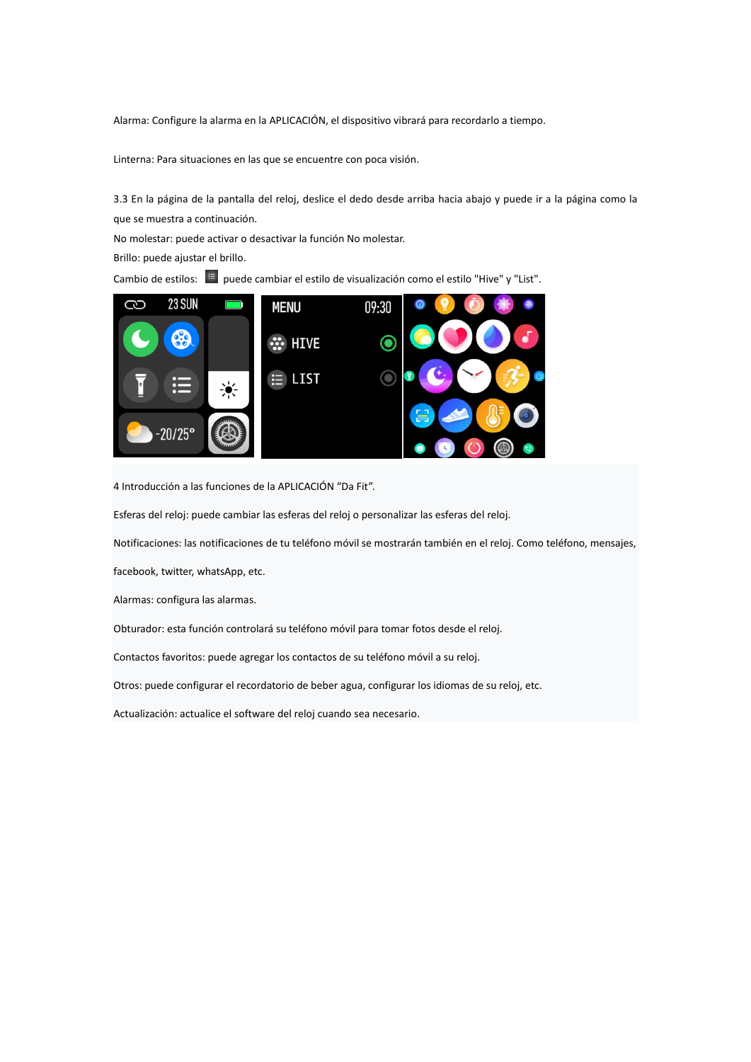Alarma: Configure la alarma en la APLICACIÓN, el dispositivo vibrará para recordarlo a tiempo.

Linterna: Para situaciones en las que se encuentre con poca visión.

3.3 En la página de la pantalla del reloj, deslice el dedo desde arriba hacia abajo y puede ir a la página como la que se muestra a continuación.

No molestar: puede activar o desactivar la función No molestar.

Brillo: puede ajustar el brillo.

Cambio de estilos: puede cambiar el estilo de visualización como el estilo "Hive" y "List".

4 Introducción a las funciones de la APLICACIÓN “Da Fit”.

Esferas del reloj: puede cambiar las esferas del reloj o personalizar las esferas del reloj.

Notificaciones: las notificaciones de tu teléfono móvil se mostrarán también en el reloj. Como teléfono, mensajes, facebook, twitter, whatsApp, etc.

Alarmas: configura las alarmas.

Obturador: esta función controlará su teléfono móvil para tomar fotos desde el reloj.

Contactos favoritos: puede agregar los contactos de su teléfono móvil a su reloj.

Otros: puede configurar el recordatorio de beber agua, configurar los idiomas de su reloj, etc.

Actualización: actualice el software del reloj cuando sea necesario.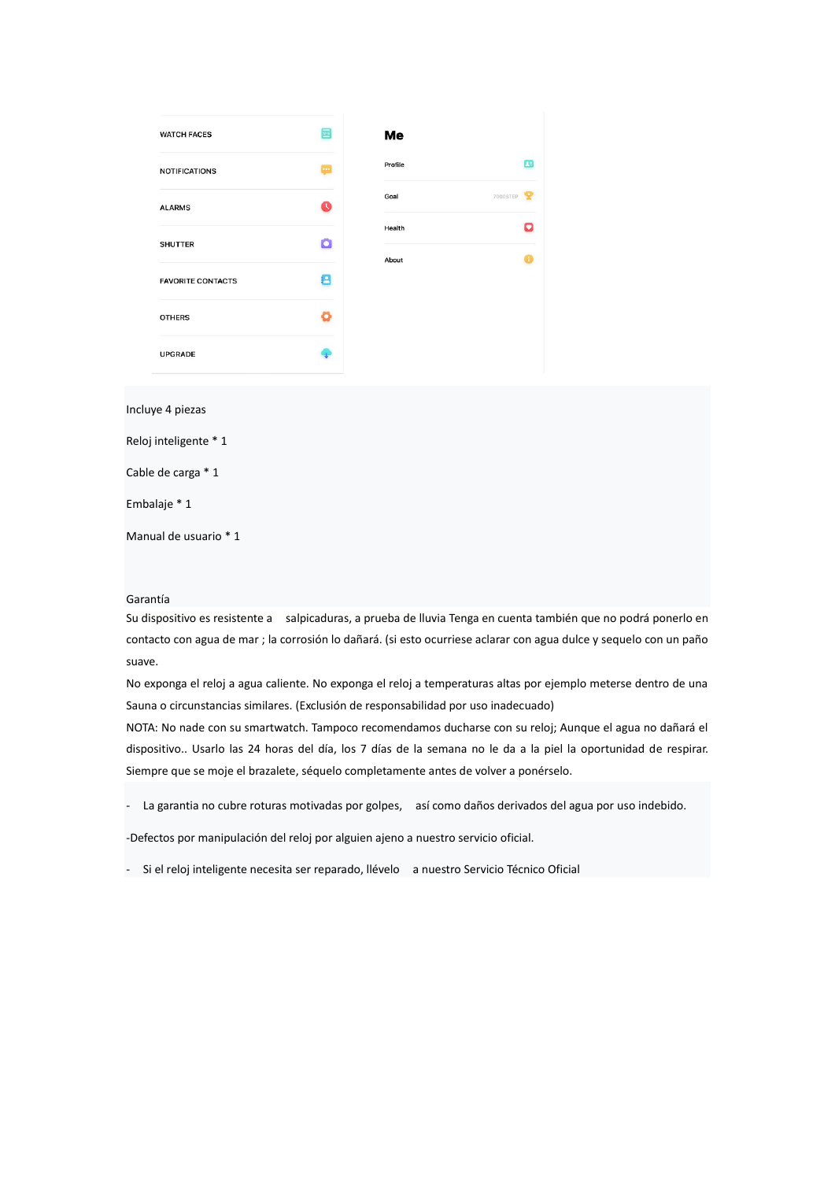WATCH FACES

NOTIFICATIONS

ALARMS

SHUTTER

FAVORITE CONTACTS

OTHERS

UPGRADE

**Me**

Profile

Goal 7000STEP

Health

About

Incluye 4 piezas

Reloj inteligente * 1

Cable de carga * 1

Embalaje * 1

Manual de usuario * 1

Garantía

Su dispositivo es resistente a salpicaduras, a prueba de lluvia Tenga en cuenta también que no podrá ponerlo en contacto con agua de mar ; la corrosión lo dañará. (si esto ocurriese aclarar con agua dulce y sequelo con un paño suave.

No exponga el reloj a agua caliente. No exponga el reloj a temperaturas altas por ejemplo meterse dentro de una Sauna o circunstancias similares. (Exclusión de responsabilidad por uso inadecuado)

NOTA: No nade con su smartwatch. Tampoco recomendamos ducharse con su reloj; Aunque el agua no dañará el dispositivo.. Usarlo las 24 horas del día, los 7 días de la semana no le da a la piel la oportunidad de respirar. Siempre que se moje el brazalete, séquelo completamente antes de volver a ponérselo.

- La garantia no cubre roturas motivadas por golpes, así como daños derivados del agua por uso indebido.

-Defectos por manipulación del reloj por alguien ajeno a nuestro servicio oficial.

- Si el reloj inteligente necesita ser reparado, llévelo a nuestro Servicio Técnico Oficial